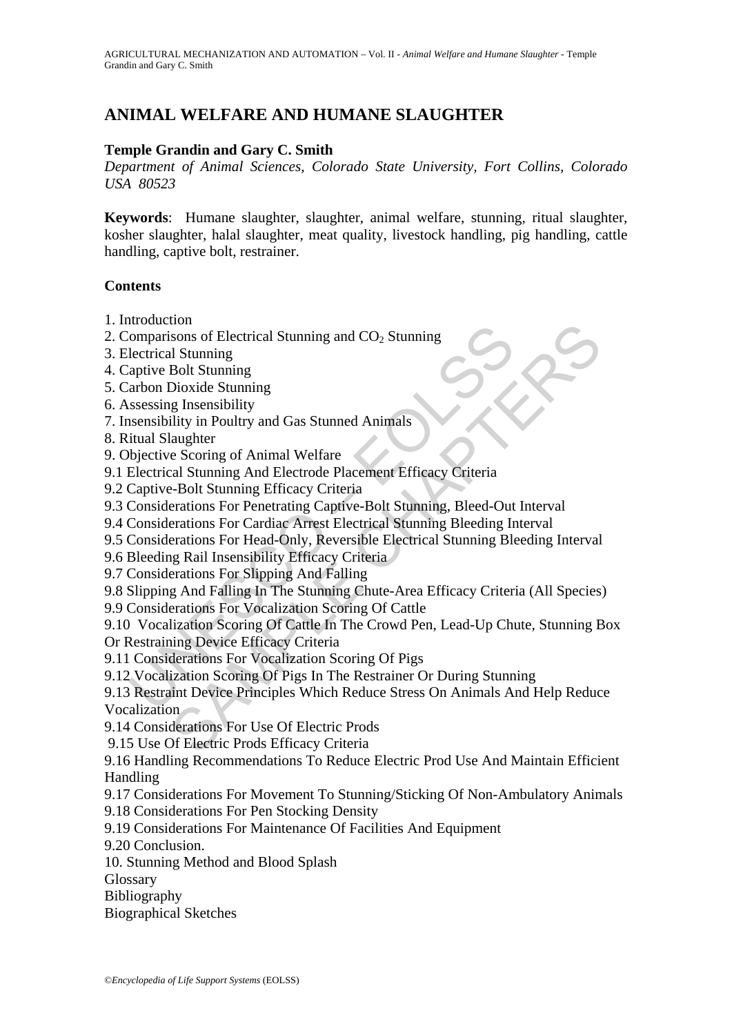# ANIMAL WELFARE AND HUMANE SLAUGHTER

**Temple Grandin and Gary C. Smith**

*Department of Animal Sciences, Colorado State University, Fort Collins, Colorado USA 80523*

**Keywords**: Humane slaughter, slaughter, animal welfare, stunning, ritual slaughter, kosher slaughter, halal slaughter, meat quality, livestock handling, pig handling, cattle handling, captive bolt, restrainer.

**Contents**

1. Introduction
2. Comparisons of Electrical Stunning and $CO_2$ Stunning
3. Electrical Stunning
4. Captive Bolt Stunning
5. Carbon Dioxide Stunning
6. Assessing Insensibility
7. Insensibility in Poultry and Gas Stunned Animals
8. Ritual Slaughter
9. Objective Scoring of Animal Welfare
9.1 Electrical Stunning And Electrode Placement Efficacy Criteria
9.2 Captive-Bolt Stunning Efficacy Criteria
9.3 Considerations For Penetrating Captive-Bolt Stunning, Bleed-Out Interval
9.4 Considerations For Cardiac Arrest Electrical Stunning Bleeding Interval
9.5 Considerations For Head-Only, Reversible Electrical Stunning Bleeding Interval
9.6 Bleeding Rail Insensibility Efficacy Criteria
9.7 Considerations For Slipping And Falling
9.8 Slipping And Falling In The Stunning Chute-Area Efficacy Criteria (All Species)
9.9 Considerations For Vocalization Scoring Of Cattle
9.10 Vocalization Scoring Of Cattle In The Crowd Pen, Lead-Up Chute, Stunning Box Or Restraining Device Efficacy Criteria
9.11 Considerations For Vocalization Scoring Of Pigs
9.12 Vocalization Scoring Of Pigs In The Restrainer Or During Stunning
9.13 Restraint Device Principles Which Reduce Stress On Animals And Help Reduce Vocalization
9.14 Considerations For Use Of Electric Prods
9.15 Use Of Electric Prods Efficacy Criteria
9.16 Handling Recommendations To Reduce Electric Prod Use And Maintain Efficient Handling
9.17 Considerations For Movement To Stunning/Sticking Of Non-Ambulatory Animals
9.18 Considerations For Pen Stocking Density
9.19 Considerations For Maintenance Of Facilities And Equipment
9.20 Conclusion.
10. Stunning Method and Blood Splash

Glossary

Bibliography

Biographical Sketches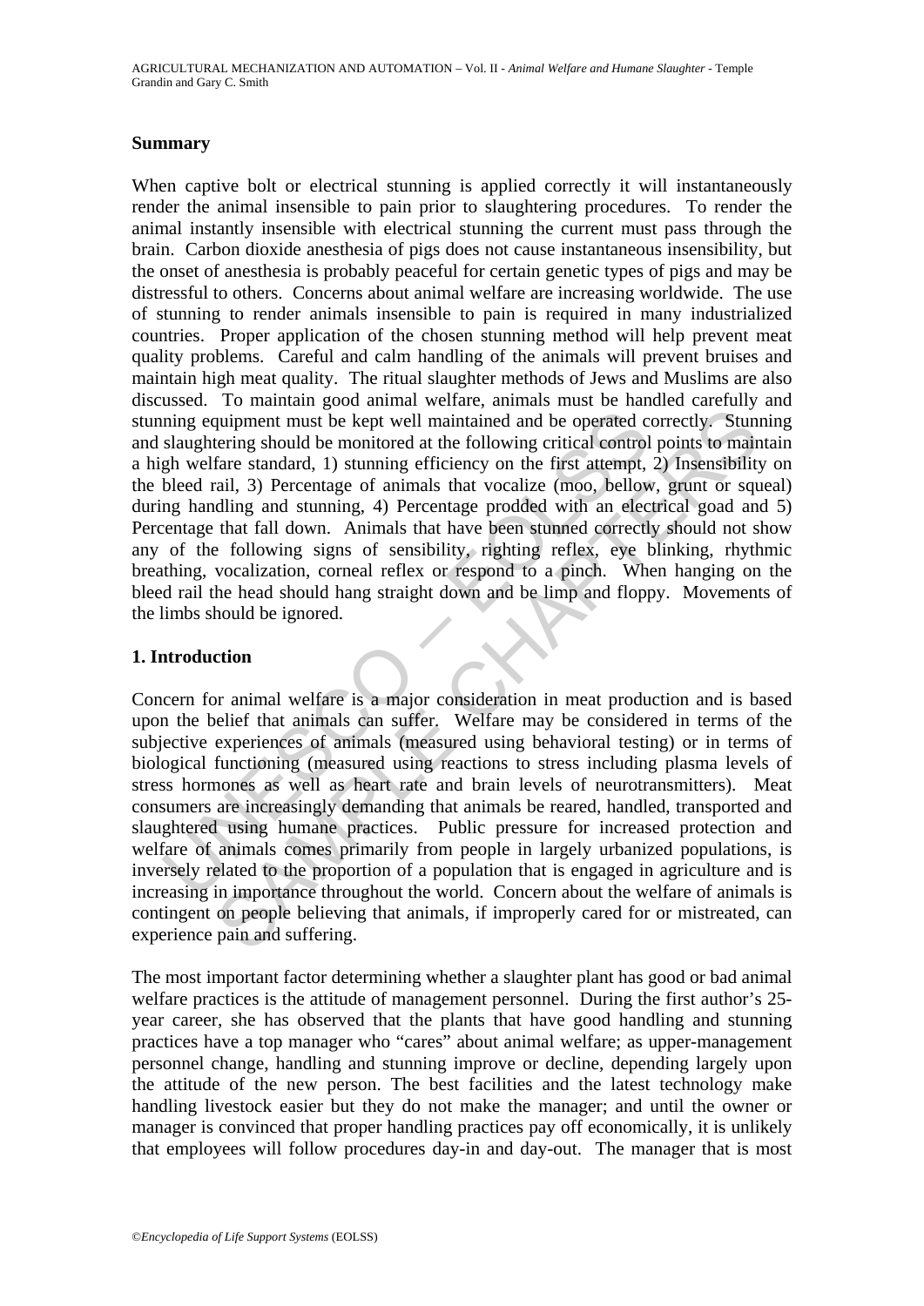## Summary

When captive bolt or electrical stunning is applied correctly it will instantaneously render the animal insensible to pain prior to slaughtering procedures. To render the animal instantly insensible with electrical stunning the current must pass through the brain. Carbon dioxide anesthesia of pigs does not cause instantaneous insensibility, but the onset of anesthesia is probably peaceful for certain genetic types of pigs and may be distressful to others. Concerns about animal welfare are increasing worldwide. The use of stunning to render animals insensible to pain is required in many industrialized countries. Proper application of the chosen stunning method will help prevent meat quality problems. Careful and calm handling of the animals will prevent bruises and maintain high meat quality. The ritual slaughter methods of Jews and Muslims are also discussed. To maintain good animal welfare, animals must be handled carefully and stunning equipment must be kept well maintained and be operated correctly. Stunning and slaughtering should be monitored at the following critical control points to maintain a high welfare standard, 1) stunning efficiency on the first attempt, 2) Insensibility on the bleed rail, 3) Percentage of animals that vocalize (moo, bellow, grunt or squeal) during handling and stunning, 4) Percentage prodded with an electrical goad and 5) Percentage that fall down. Animals that have been stunned correctly should not show any of the following signs of sensibility, righting reflex, eye blinking, rhythmic breathing, vocalization, corneal reflex or respond to a pinch. When hanging on the bleed rail the head should hang straight down and be limp and floppy. Movements of the limbs should be ignored.

## 1. Introduction

Concern for animal welfare is a major consideration in meat production and is based upon the belief that animals can suffer. Welfare may be considered in terms of the subjective experiences of animals (measured using behavioral testing) or in terms of biological functioning (measured using reactions to stress including plasma levels of stress hormones as well as heart rate and brain levels of neurotransmitters). Meat consumers are increasingly demanding that animals be reared, handled, transported and slaughtered using humane practices. Public pressure for increased protection and welfare of animals comes primarily from people in largely urbanized populations, is inversely related to the proportion of a population that is engaged in agriculture and is increasing in importance throughout the world. Concern about the welfare of animals is contingent on people believing that animals, if improperly cared for or mistreated, can experience pain and suffering.

The most important factor determining whether a slaughter plant has good or bad animal welfare practices is the attitude of management personnel. During the first author's 25-year career, she has observed that the plants that have good handling and stunning practices have a top manager who "cares" about animal welfare; as upper-management personnel change, handling and stunning improve or decline, depending largely upon the attitude of the new person. The best facilities and the latest technology make handling livestock easier but they do not make the manager; and until the owner or manager is convinced that proper handling practices pay off economically, it is unlikely that employees will follow procedures day-in and day-out. The manager that is most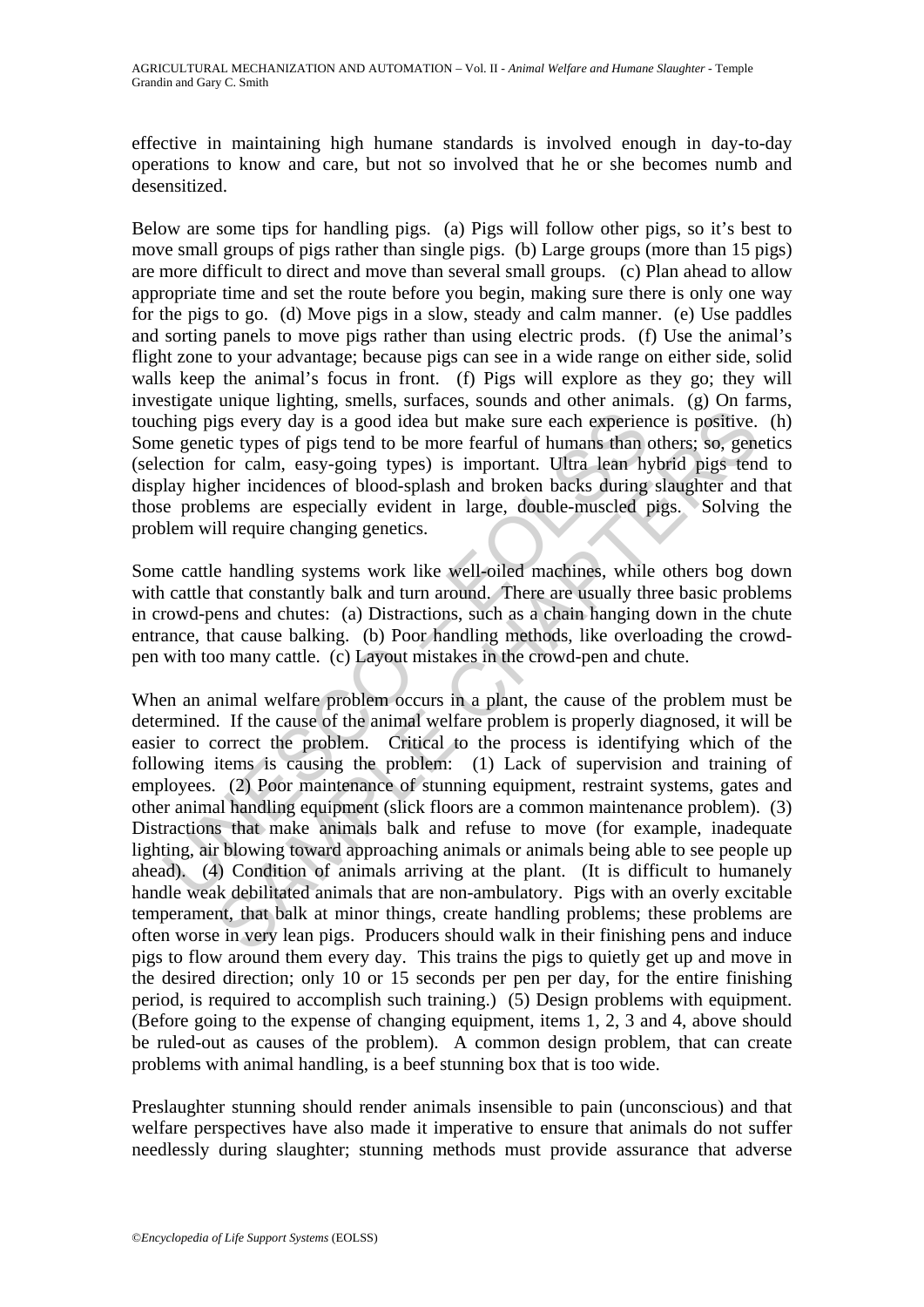effective in maintaining high humane standards is involved enough in day-to-day operations to know and care, but not so involved that he or she becomes numb and desensitized.

Below are some tips for handling pigs. (a) Pigs will follow other pigs, so it's best to move small groups of pigs rather than single pigs. (b) Large groups (more than 15 pigs) are more difficult to direct and move than several small groups. (c) Plan ahead to allow appropriate time and set the route before you begin, making sure there is only one way for the pigs to go. (d) Move pigs in a slow, steady and calm manner. (e) Use paddles and sorting panels to move pigs rather than using electric prods. (f) Use the animal's flight zone to your advantage; because pigs can see in a wide range on either side, solid walls keep the animal's focus in front. (f) Pigs will explore as they go; they will investigate unique lighting, smells, surfaces, sounds and other animals. (g) On farms, touching pigs every day is a good idea but make sure each experience is positive. (h) Some genetic types of pigs tend to be more fearful of humans than others; so, genetics (selection for calm, easy-going types) is important. Ultra lean hybrid pigs tend to display higher incidences of blood-splash and broken backs during slaughter and that those problems are especially evident in large, double-muscled pigs. Solving the problem will require changing genetics.

Some cattle handling systems work like well-oiled machines, while others bog down with cattle that constantly balk and turn around. There are usually three basic problems in crowd-pens and chutes: (a) Distractions, such as a chain hanging down in the chute entrance, that cause balking. (b) Poor handling methods, like overloading the crowd-pen with too many cattle. (c) Layout mistakes in the crowd-pen and chute.

When an animal welfare problem occurs in a plant, the cause of the problem must be determined. If the cause of the animal welfare problem is properly diagnosed, it will be easier to correct the problem. Critical to the process is identifying which of the following items is causing the problem: (1) Lack of supervision and training of employees. (2) Poor maintenance of stunning equipment, restraint systems, gates and other animal handling equipment (slick floors are a common maintenance problem). (3) Distractions that make animals balk and refuse to move (for example, inadequate lighting, air blowing toward approaching animals or animals being able to see people up ahead). (4) Condition of animals arriving at the plant. (It is difficult to humanely handle weak debilitated animals that are non-ambulatory. Pigs with an overly excitable temperament, that balk at minor things, create handling problems; these problems are often worse in very lean pigs. Producers should walk in their finishing pens and induce pigs to flow around them every day. This trains the pigs to quietly get up and move in the desired direction; only 10 or 15 seconds per pen per day, for the entire finishing period, is required to accomplish such training.) (5) Design problems with equipment. (Before going to the expense of changing equipment, items 1, 2, 3 and 4, above should be ruled-out as causes of the problem). A common design problem, that can create problems with animal handling, is a beef stunning box that is too wide.

Preslaughter stunning should render animals insensible to pain (unconscious) and that welfare perspectives have also made it imperative to ensure that animals do not suffer needlessly during slaughter; stunning methods must provide assurance that adverse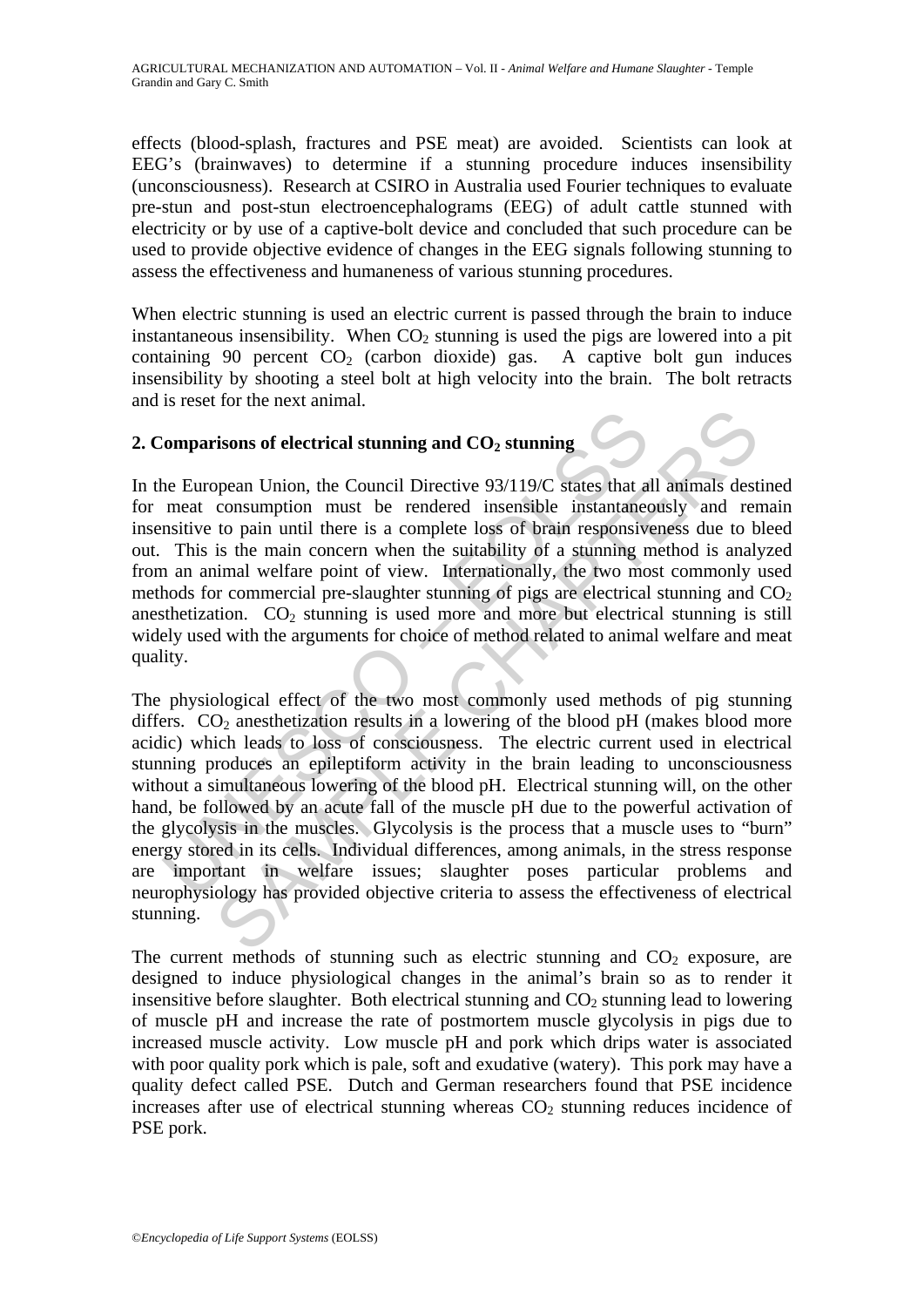effects (blood-splash, fractures and PSE meat) are avoided. Scientists can look at EEG's (brainwaves) to determine if a stunning procedure induces insensibility (unconsciousness). Research at CSIRO in Australia used Fourier techniques to evaluate pre-stun and post-stun electroencephalograms (EEG) of adult cattle stunned with electricity or by use of a captive-bolt device and concluded that such procedure can be used to provide objective evidence of changes in the EEG signals following stunning to assess the effectiveness and humaneness of various stunning procedures.

When electric stunning is used an electric current is passed through the brain to induce instantaneous insensibility. When $CO_2$ stunning is used the pigs are lowered into a pit containing 90 percent $CO_2$ (carbon dioxide) gas. A captive bolt gun induces insensibility by shooting a steel bolt at high velocity into the brain. The bolt retracts and is reset for the next animal.

## 2. Comparisons of electrical stunning and $CO_2$ stunning

In the European Union, the Council Directive 93/119/C states that all animals destined for meat consumption must be rendered insensible instantaneously and remain insensitive to pain until there is a complete loss of brain responsiveness due to bleed out. This is the main concern when the suitability of a stunning method is analyzed from an animal welfare point of view. Internationally, the two most commonly used methods for commercial pre-slaughter stunning of pigs are electrical stunning and $CO_2$ anesthetization. $CO_2$ stunning is used more and more but electrical stunning is still widely used with the arguments for choice of method related to animal welfare and meat quality.

The physiological effect of the two most commonly used methods of pig stunning differs. $CO_2$ anesthetization results in a lowering of the blood pH (makes blood more acidic) which leads to loss of consciousness. The electric current used in electrical stunning produces an epileptiform activity in the brain leading to unconsciousness without a simultaneous lowering of the blood pH. Electrical stunning will, on the other hand, be followed by an acute fall of the muscle pH due to the powerful activation of the glycolysis in the muscles. Glycolysis is the process that a muscle uses to "burn" energy stored in its cells. Individual differences, among animals, in the stress response are important in welfare issues; slaughter poses particular problems and neurophysiology has provided objective criteria to assess the effectiveness of electrical stunning.

The current methods of stunning such as electric stunning and $CO_2$ exposure, are designed to induce physiological changes in the animal's brain so as to render it insensitive before slaughter. Both electrical stunning and $CO_2$ stunning lead to lowering of muscle pH and increase the rate of postmortem muscle glycolysis in pigs due to increased muscle activity. Low muscle pH and pork which drips water is associated with poor quality pork which is pale, soft and exudative (watery). This pork may have a quality defect called PSE. Dutch and German researchers found that PSE incidence increases after use of electrical stunning whereas $CO_2$ stunning reduces incidence of PSE pork.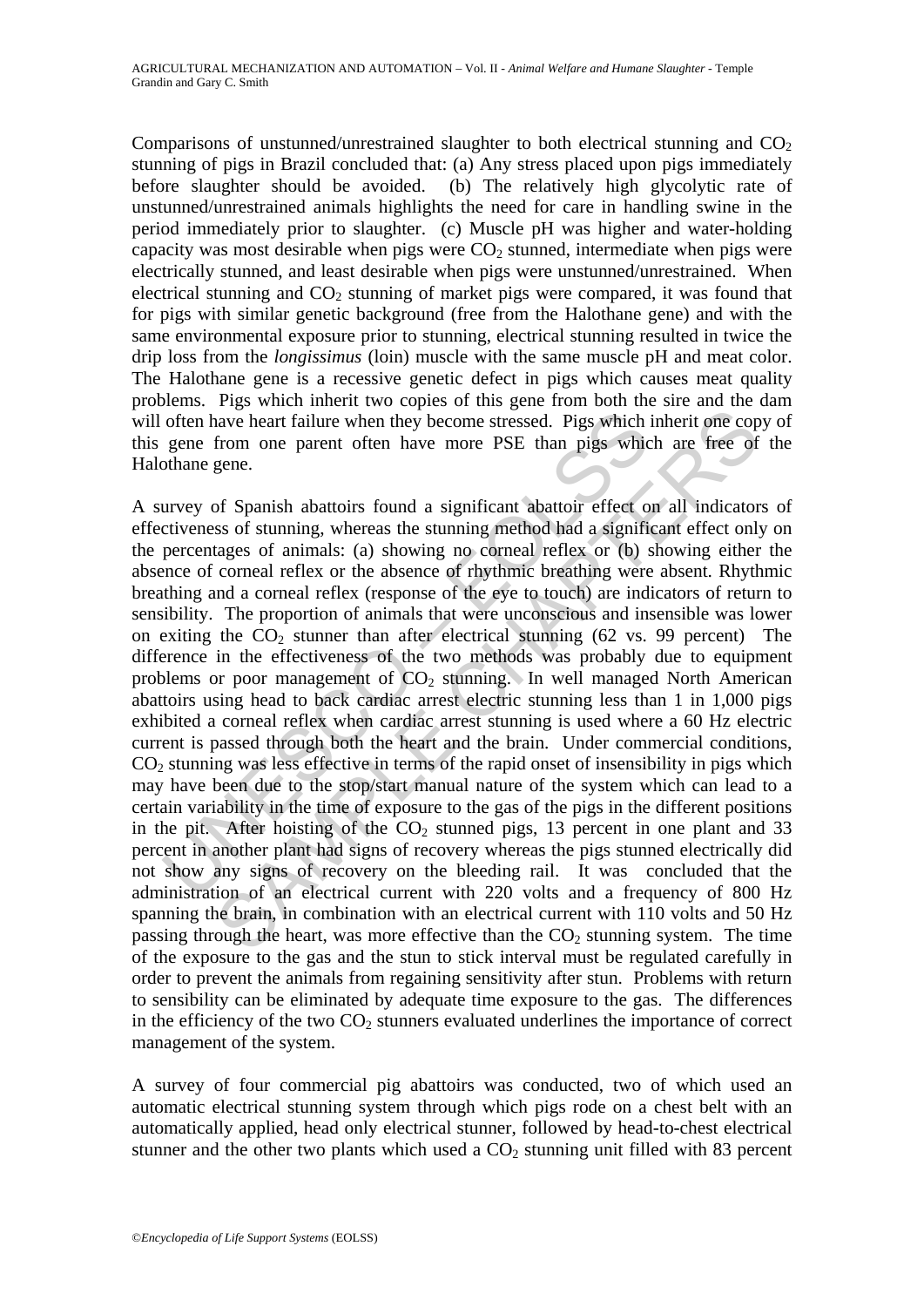Comparisons of unstunned/unrestrained slaughter to both electrical stunning and $CO_2$ stunning of pigs in Brazil concluded that: (a) Any stress placed upon pigs immediately before slaughter should be avoided. (b) The relatively high glycolytic rate of unstunned/unrestrained animals highlights the need for care in handling swine in the period immediately prior to slaughter. (c) Muscle pH was higher and water-holding capacity was most desirable when pigs were $CO_2$ stunned, intermediate when pigs were electrically stunned, and least desirable when pigs were unstunned/unrestrained. When electrical stunning and $CO_2$ stunning of market pigs were compared, it was found that for pigs with similar genetic background (free from the Halothane gene) and with the same environmental exposure prior to stunning, electrical stunning resulted in twice the drip loss from the *longissimus* (loin) muscle with the same muscle pH and meat color. The Halothane gene is a recessive genetic defect in pigs which causes meat quality problems. Pigs which inherit two copies of this gene from both the sire and the dam will often have heart failure when they become stressed. Pigs which inherit one copy of this gene from one parent often have more PSE than pigs which are free of the Halothane gene.

A survey of Spanish abattoirs found a significant abattoir effect on all indicators of effectiveness of stunning, whereas the stunning method had a significant effect only on the percentages of animals: (a) showing no corneal reflex or (b) showing either the absence of corneal reflex or the absence of rhythmic breathing were absent. Rhythmic breathing and a corneal reflex (response of the eye to touch) are indicators of return to sensibility. The proportion of animals that were unconscious and insensible was lower on exiting the $CO_2$ stunner than after electrical stunning (62 vs. 99 percent) The difference in the effectiveness of the two methods was probably due to equipment problems or poor management of $CO_2$ stunning. In well managed North American abattoirs using head to back cardiac arrest electric stunning less than 1 in 1,000 pigs exhibited a corneal reflex when cardiac arrest stunning is used where a 60 Hz electric current is passed through both the heart and the brain. Under commercial conditions, $CO_2$ stunning was less effective in terms of the rapid onset of insensibility in pigs which may have been due to the stop/start manual nature of the system which can lead to a certain variability in the time of exposure to the gas of the pigs in the different positions in the pit. After hoisting of the $CO_2$ stunned pigs, 13 percent in one plant and 33 percent in another plant had signs of recovery whereas the pigs stunned electrically did not show any signs of recovery on the bleeding rail. It was concluded that the administration of an electrical current with 220 volts and a frequency of 800 Hz spanning the brain, in combination with an electrical current with 110 volts and 50 Hz passing through the heart, was more effective than the $CO_2$ stunning system. The time of the exposure to the gas and the stun to stick interval must be regulated carefully in order to prevent the animals from regaining sensitivity after stun. Problems with return to sensibility can be eliminated by adequate time exposure to the gas. The differences in the efficiency of the two $CO_2$ stunners evaluated underlines the importance of correct management of the system.

A survey of four commercial pig abattoirs was conducted, two of which used an automatic electrical stunning system through which pigs rode on a chest belt with an automatically applied, head only electrical stunner, followed by head-to-chest electrical stunner and the other two plants which used a $CO_2$ stunning unit filled with 83 percent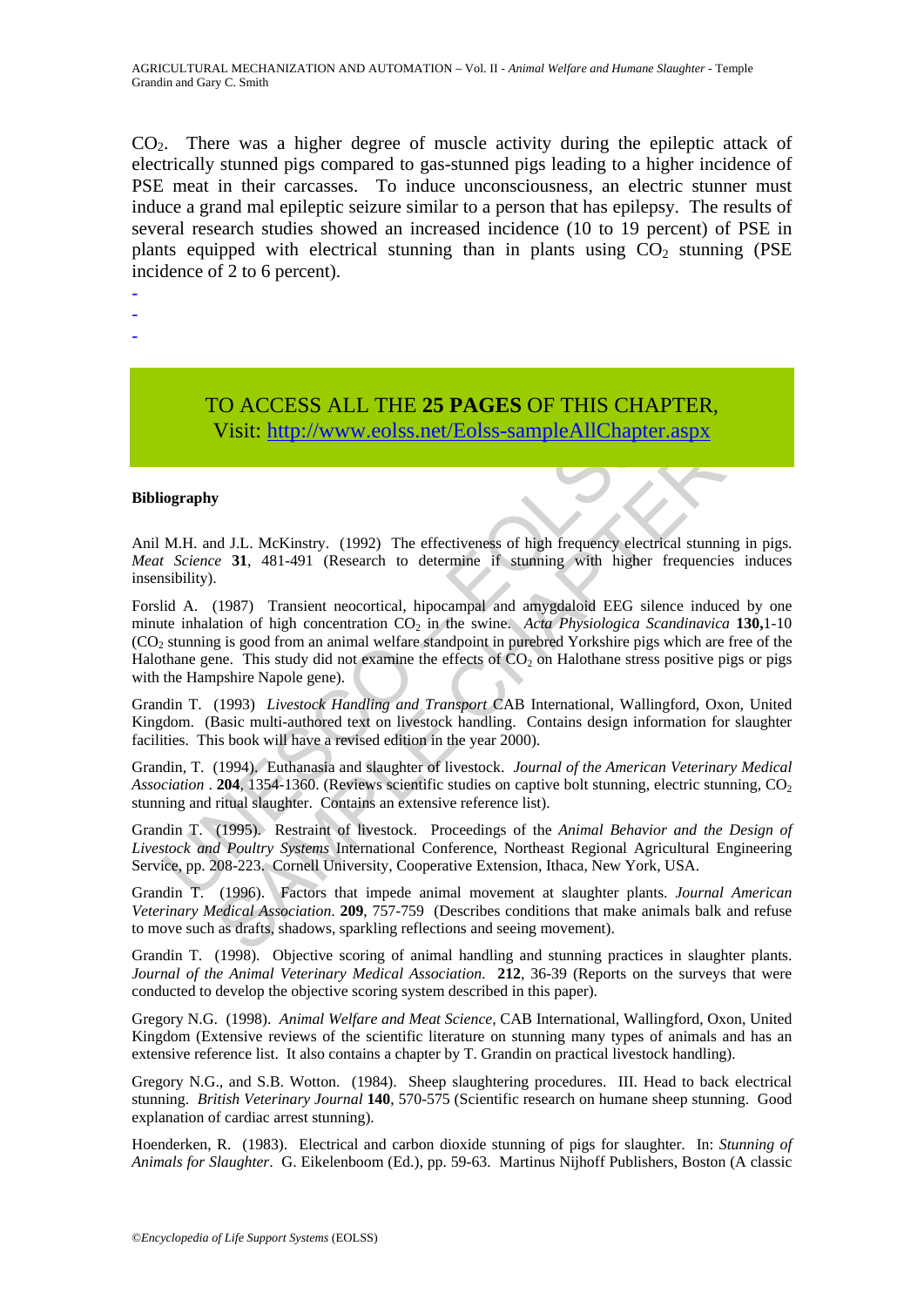$CO_2$. There was a higher degree of muscle activity during the epileptic attack of electrically stunned pigs compared to gas-stunned pigs leading to a higher incidence of PSE meat in their carcasses. To induce unconsciousness, an electric stunner must induce a grand mal epileptic seizure similar to a person that has epilepsy. The results of several research studies showed an increased incidence (10 to 19 percent) of PSE in plants equipped with electrical stunning than in plants using $CO_2$ stunning (PSE incidence of 2 to 6 percent).

-
-
-

TO ACCESS ALL THE **25 PAGES** OF THIS CHAPTER,
Visit: http://www.eolss.net/Eolss-sampleAllChapter.aspx

**Bibliography**

Anil M.H. and J.L. McKinstry. (1992) The effectiveness of high frequency electrical stunning in pigs. *Meat Science* **31**, 481-491 (Research to determine if stunning with higher frequencies induces insensibility).

Forslid A. (1987) Transient neocortical, hipocampal and amygdaloid EEG silence induced by one minute inhalation of high concentration $CO_2$ in the swine. *Acta Physiologica Scandinavica* **130,**1-10 ($CO_2$ stunning is good from an animal welfare standpoint in purebred Yorkshire pigs which are free of the Halothane gene. This study did not examine the effects of $CO_2$ on Halothane stress positive pigs or pigs with the Hampshire Napole gene).

Grandin T. (1993) *Livestock Handling and Transport* CAB International, Wallingford, Oxon, United Kingdom. (Basic multi-authored text on livestock handling. Contains design information for slaughter facilities. This book will have a revised edition in the year 2000).

Grandin, T. (1994). Euthanasia and slaughter of livestock. *Journal of the American Veterinary Medical Association* . **204**, 1354-1360. (Reviews scientific studies on captive bolt stunning, electric stunning, $CO_2$ stunning and ritual slaughter. Contains an extensive reference list).

Grandin T. (1995). Restraint of livestock. Proceedings of the *Animal Behavior and the Design of Livestock and Poultry Systems* International Conference, Northeast Regional Agricultural Engineering Service, pp. 208-223. Cornell University, Cooperative Extension, Ithaca, New York, USA.

Grandin T. (1996). Factors that impede animal movement at slaughter plants. *Journal American Veterinary Medical Association.* **209**, 757-759 (Describes conditions that make animals balk and refuse to move such as drafts, shadows, sparkling reflections and seeing movement).

Grandin T. (1998). Objective scoring of animal handling and stunning practices in slaughter plants. *Journal of the Animal Veterinary Medical Association.* **212**, 36-39 (Reports on the surveys that were conducted to develop the objective scoring system described in this paper).

Gregory N.G. (1998). *Animal Welfare and Meat Science,* CAB International, Wallingford, Oxon, United Kingdom (Extensive reviews of the scientific literature on stunning many types of animals and has an extensive reference list. It also contains a chapter by T. Grandin on practical livestock handling).

Gregory N.G., and S.B. Wotton. (1984). Sheep slaughtering procedures. III. Head to back electrical stunning. *British Veterinary Journal* **140**, 570-575 (Scientific research on humane sheep stunning. Good explanation of cardiac arrest stunning).

Hoenderken, R. (1983). Electrical and carbon dioxide stunning of pigs for slaughter. In: *Stunning of Animals for Slaughter*. G. Eikelenboom (Ed.), pp. 59-63. Martinus Nijhoff Publishers, Boston (A classic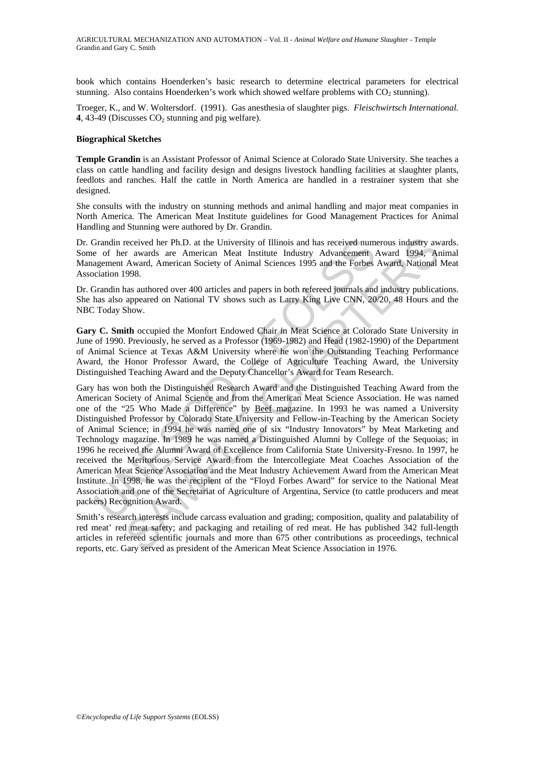book which contains Hoenderken's basic research to determine electrical parameters for electrical stunning. Also contains Hoenderken's work which showed welfare problems with $CO_2$ stunning).

Troeger, K., and W. Woltersdorf. (1991). Gas anesthesia of slaughter pigs. *Fleischwirtsch International.* **4**, 43-49 (Discusses $CO_2$ stunning and pig welfare).

**Biographical Sketches**

**Temple Grandin** is an Assistant Professor of Animal Science at Colorado State University. She teaches a class on cattle handling and facility design and designs livestock handling facilities at slaughter plants, feedlots and ranches. Half the cattle in North America are handled in a restrainer system that she designed.

She consults with the industry on stunning methods and animal handling and major meat companies in North America. The American Meat Institute guidelines for Good Management Practices for Animal Handling and Stunning were authored by Dr. Grandin.

Dr. Grandin received her Ph.D. at the University of Illinois and has received numerous industry awards. Some of her awards are American Meat Institute Industry Advancement Award 1994, Animal Management Award, American Society of Animal Sciences 1995 and the Forbes Award, National Meat Association 1998.

Dr. Grandin has authored over 400 articles and papers in both refereed journals and industry publications. She has also appeared on National TV shows such as Larry King Live CNN, 20/20, 48 Hours and the NBC Today Show.

**Gary C. Smith** occupied the Monfort Endowed Chair in Meat Science at Colorado State University in June of 1990. Previously, he served as a Professor (1969-1982) and Head (1982-1990) of the Department of Animal Science at Texas A&M University where he won the Outstanding Teaching Performance Award, the Honor Professor Award, the College of Agriculture Teaching Award, the University Distinguished Teaching Award and the Deputy Chancellor's Award for Team Research.

Gary has won both the Distinguished Research Award and the Distinguished Teaching Award from the American Society of Animal Science and from the American Meat Science Association. He was named one of the "25 Who Made a Difference" by Beef magazine. In 1993 he was named a University Distinguished Professor by Colorado State University and Fellow-in-Teaching by the American Society of Animal Science; in 1994 he was named one of six "Industry Innovators" by Meat Marketing and Technology magazine. In 1989 he was named a Distinguished Alumni by College of the Sequoias; in 1996 he received the Alumni Award of Excellence from California State University-Fresno. In 1997, he received the Meritorious Service Award from the Intercollegiate Meat Coaches Association of the American Meat Science Association and the Meat Industry Achievement Award from the American Meat Institute. In 1998, he was the recipient of the "Floyd Forbes Award" for service to the National Meat Association and one of the Secretariat of Agriculture of Argentina, Service (to cattle producers and meat packers) Recognition Award.

Smith's research interests include carcass evaluation and grading; composition, quality and palatability of red meat' red meat safety; and packaging and retailing of red meat. He has published 342 full-length articles in refereed scientific journals and more than 675 other contributions as proceedings, technical reports, etc. Gary served as president of the American Meat Science Association in 1976.